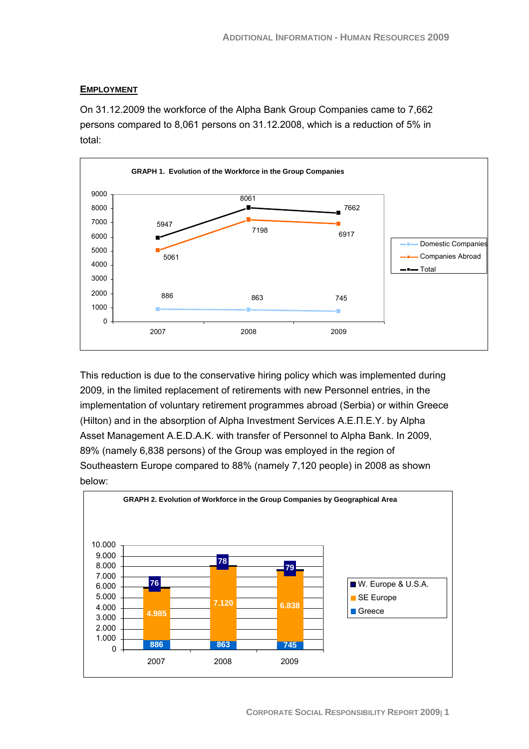## EMPLOYMENT

On 31.12.2009 the workforce of the Alpha Bank Group Companies came to 7,662 persons compared to 8,061 persons on 31.12.2008, which is a reduction of 5% in total:

**GRAPH 1. Evolution of the Workforce in the Group Companies**

| | 2007 | 2008 | 2009 |
|---|---|---|---|
| Domestic Companies | 886 | 863 | 745 |
| Companies Abroad | 5061 | 7198 | 6917 |
| Total | 5947 | 8061 | 7662 |

This reduction is due to the conservative hiring policy which was implemented during 2009, in the limited replacement of retirements with new Personnel entries, in the implementation of voluntary retirement programmes abroad (Serbia) or within Greece (Hilton) and in the absorption of Alpha Investment Services A.E.Π.E.Y. by Alpha Asset Management A.E.D.A.K. with transfer of Personnel to Alpha Bank. In 2009, 89% (namely 6,838 persons) of the Group was employed in the region of Southeastern Europe compared to 88% (namely 7,120 people) in 2008 as shown below:

**GRAPH 2. Evolution of Workforce in the Group Companies by Geographical Area**

| | 2007 | 2008 | 2009 |
|---|---|---|---|
| W. Europe & U.S.A. | 76 | 78 | 79 |
| SE Europe | 4.985 | 7.120 | 6.838 |
| Greece | 886 | 863 | 745 |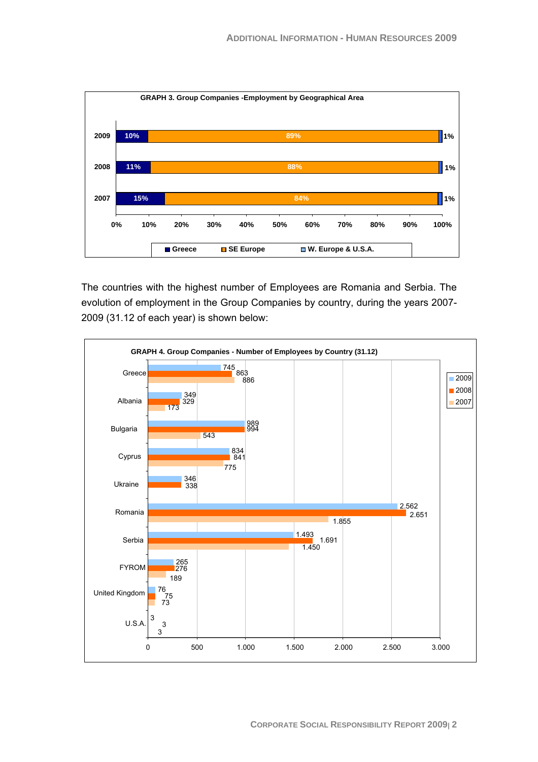**GRAPH 3. Group Companies -Employment by Geographical Area**

| Year | Greece | SE Europe | W. Europe & U.S.A. |
|---|---|---|---|
| 2009 | 10% | 89% | 1% |
| 2008 | 11% | 88% | 1% |
| 2007 | 15% | 84% | 1% |

The countries with the highest number of Employees are Romania and Serbia. The evolution of employment in the Group Companies by country, during the years 2007-2009 (31.12 of each year) is shown below:

**GRAPH 4. Group Companies - Number of Employees by Country (31.12)**

| Country | 2009 | 2008 | 2007 |
|---|---|---|---|
| Greece | 745 | 863 | 886 |
| Albania | 349 | 329 | 173 |
| Bulgaria | 989 | 994 | 543 |
| Cyprus | 834 | 841 | 775 |
| Ukraine | 346 | 338 | |
| Romania | 2.562 | 2.651 | 1.855 |
| Serbia | 1.493 | 1.691 | 1.450 |
| FYROM | 265 | 276 | 189 |
| United Kingdom | 76 | 75 | 73 |
| U.S.A. | 3 | 3 | 3 |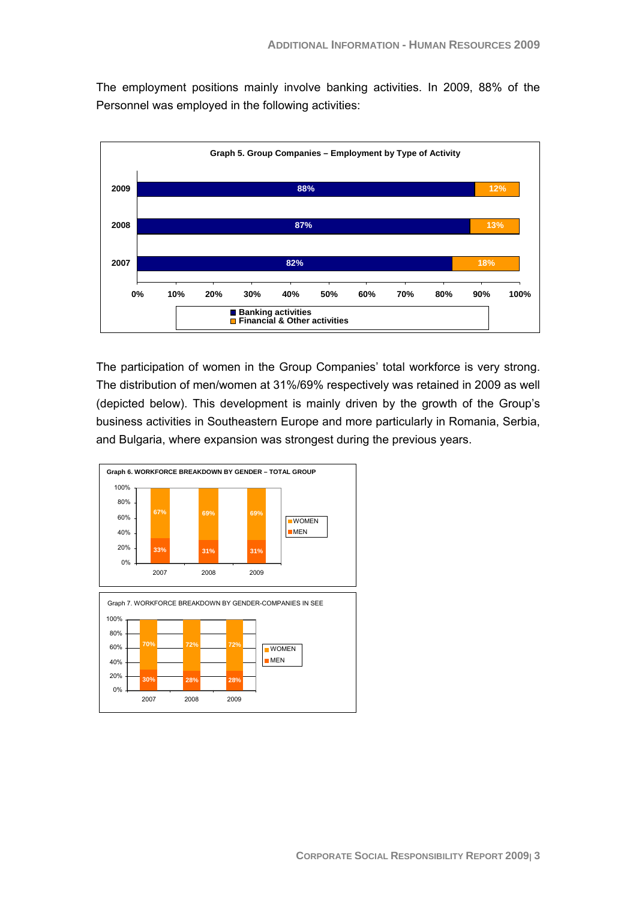The employment positions mainly involve banking activities. In 2009, 88% of the Personnel was employed in the following activities:

**Graph 5. Group Companies – Employment by Type of Activity**

| Year | Banking activities | Financial & Other activities |
|---|---|---|
| 2009 | 88% | 12% |
| 2008 | 87% | 13% |
| 2007 | 82% | 18% |

The participation of women in the Group Companies' total workforce is very strong. The distribution of men/women at 31%/69% respectively was retained in 2009 as well (depicted below). This development is mainly driven by the growth of the Group's business activities in Southeastern Europe and more particularly in Romania, Serbia, and Bulgaria, where expansion was strongest during the previous years.

**Graph 6. WORKFORCE BREAKDOWN BY GENDER – TOTAL GROUP**

| Year | WOMEN | MEN |
|---|---|---|
| 2007 | 67% | 33% |
| 2008 | 69% | 31% |
| 2009 | 69% | 31% |

Graph 7. WORKFORCE BREAKDOWN BY GENDER-COMPANIES IN SEE

| Year | WOMEN | MEN |
|---|---|---|
| 2007 | 70% | 30% |
| 2008 | 72% | 28% |
| 2009 | 72% | 28% |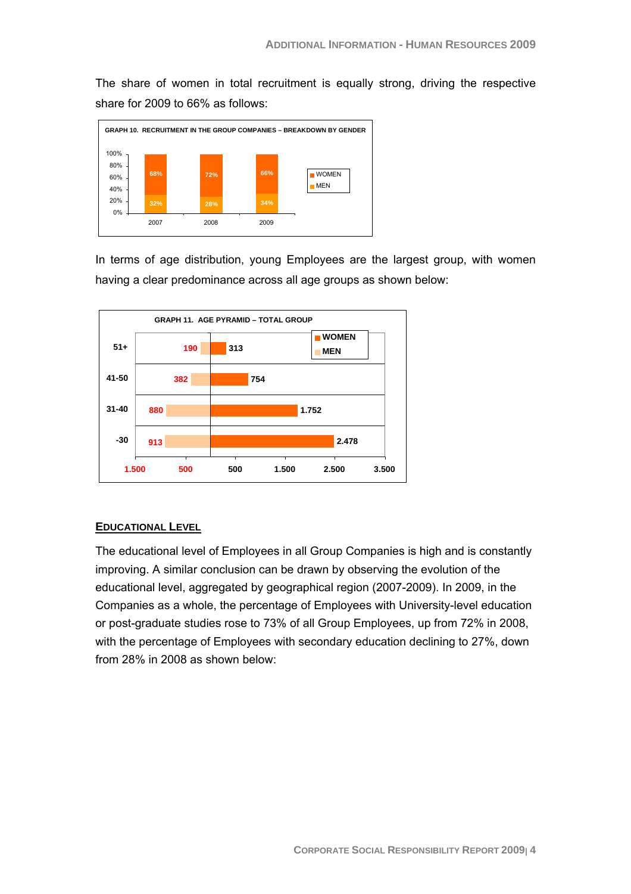The share of women in total recruitment is equally strong, driving the respective share for 2009 to 66% as follows:

**GRAPH 10. RECRUITMENT IN THE GROUP COMPANIES – BREAKDOWN BY GENDER**

| Year | WOMEN | MEN |
|---|---|---|
| 2007 | 68% | 32% |
| 2008 | 72% | 28% |
| 2009 | 66% | 34% |

In terms of age distribution, young Employees are the largest group, with women having a clear predominance across all age groups as shown below:

**GRAPH 11. AGE PYRAMID – TOTAL GROUP**

| Age group | MEN | WOMEN |
|---|---|---|
| 51+ | 190 | 313 |
| 41-50 | 382 | 754 |
| 31-40 | 880 | 1.752 |
| -30 | 913 | 2.478 |

## EDUCATIONAL LEVEL

The educational level of Employees in all Group Companies is high and is constantly improving. A similar conclusion can be drawn by observing the evolution of the educational level, aggregated by geographical region (2007-2009). In 2009, in the Companies as a whole, the percentage of Employees with University-level education or post-graduate studies rose to 73% of all Group Employees, up from 72% in 2008, with the percentage of Employees with secondary education declining to 27%, down from 28% in 2008 as shown below: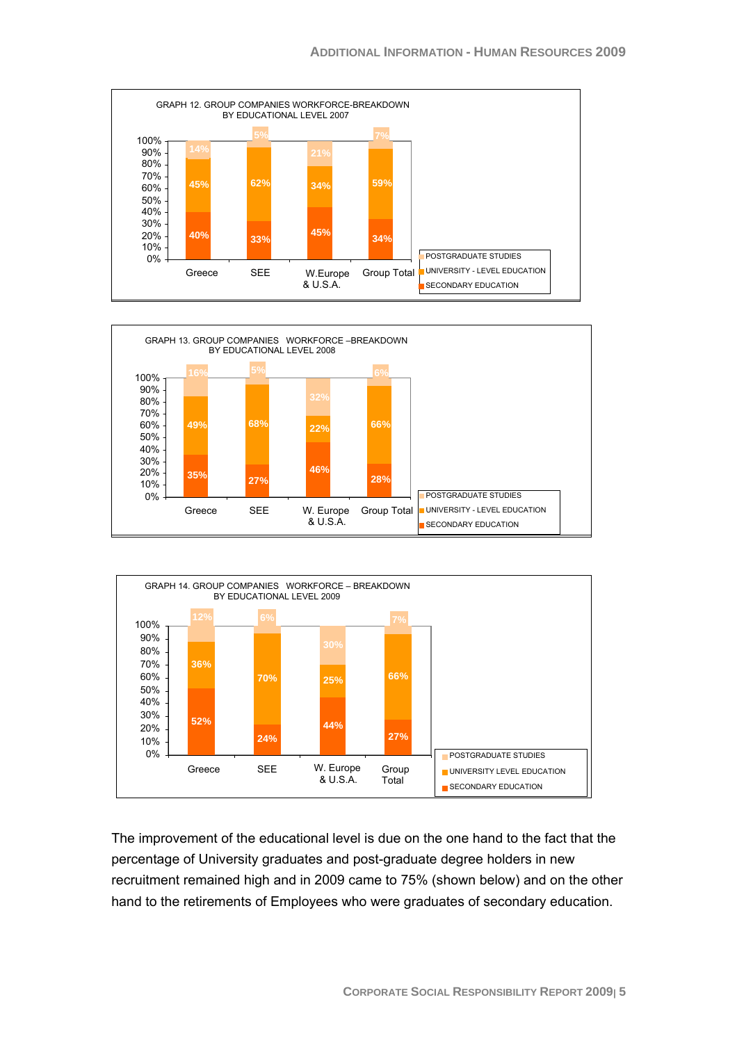GRAPH 12. GROUP COMPANIES WORKFORCE-BREAKDOWN BY EDUCATIONAL LEVEL 2007

| | Greece | SEE | W.Europe & U.S.A. | Group Total |
|---|---|---|---|---|
| POSTGRADUATE STUDIES | 14% | 5% | 21% | 7% |
| UNIVERSITY - LEVEL EDUCATION | 45% | 62% | 34% | 59% |
| SECONDARY EDUCATION | 40% | 33% | 45% | 34% |

GRAPH 13. GROUP COMPANIES WORKFORCE –BREAKDOWN BY EDUCATIONAL LEVEL 2008

| | Greece | SEE | W. Europe & U.S.A. | Group Total |
|---|---|---|---|---|
| POSTGRADUATE STUDIES | 16% | 5% | 32% | 6% |
| UNIVERSITY - LEVEL EDUCATION | 49% | 68% | 22% | 66% |
| SECONDARY EDUCATION | 35% | 27% | 46% | 28% |

GRAPH 14. GROUP COMPANIES WORKFORCE – BREAKDOWN BY EDUCATIONAL LEVEL 2009

| | Greece | SEE | W. Europe & U.S.A. | Group Total |
|---|---|---|---|---|
| POSTGRADUATE STUDIES | 12% | 6% | 30% | 7% |
| UNIVERSITY LEVEL EDUCATION | 36% | 70% | 25% | 66% |
| SECONDARY EDUCATION | 52% | 24% | 44% | 27% |

The improvement of the educational level is due on the one hand to the fact that the percentage of University graduates and post-graduate degree holders in new recruitment remained high and in 2009 came to 75% (shown below) and on the other hand to the retirements of Employees who were graduates of secondary education.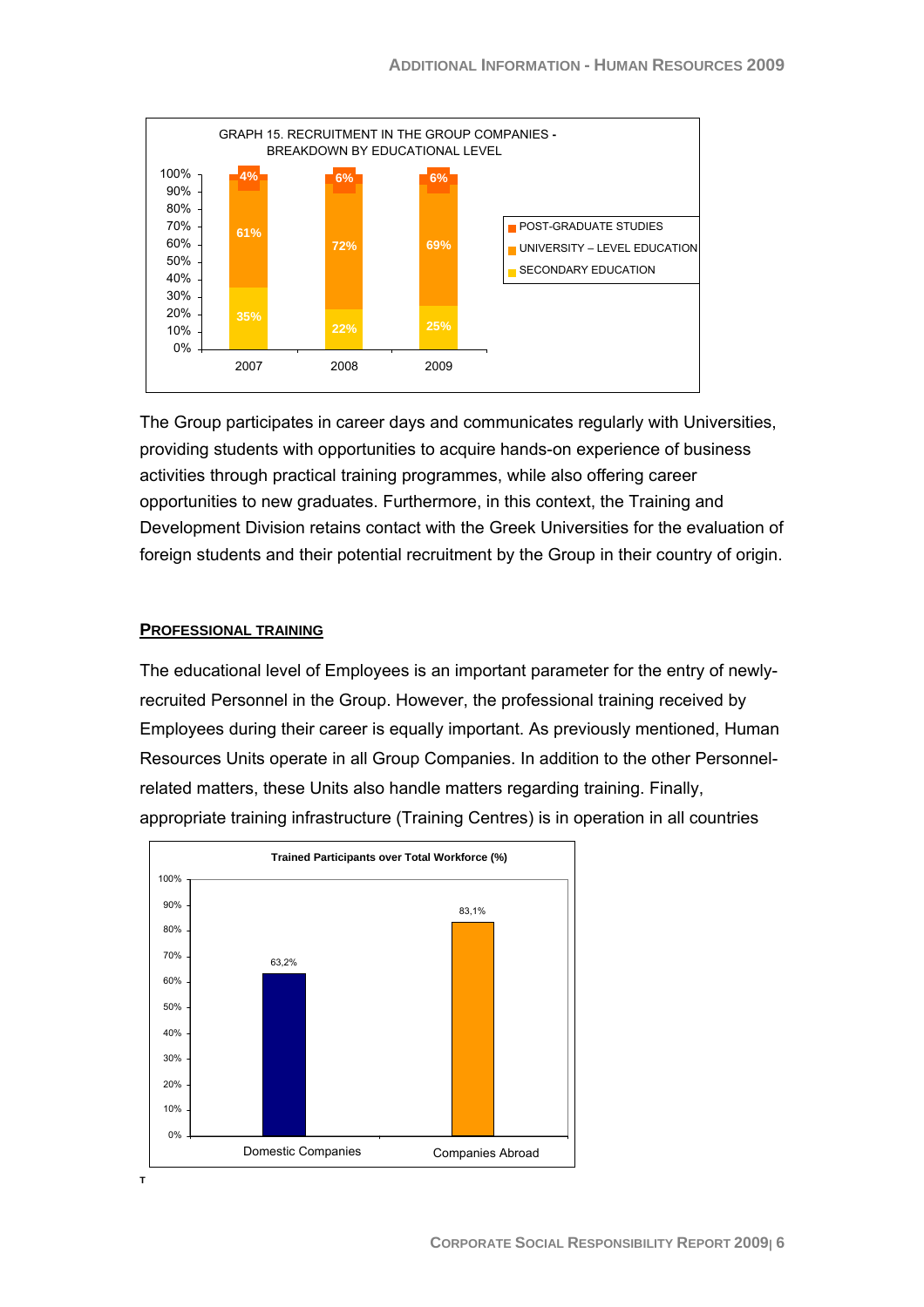GRAPH 15. RECRUITMENT IN THE GROUP COMPANIES - BREAKDOWN BY EDUCATIONAL LEVEL

| | 2007 | 2008 | 2009 |
|---|---|---|---|
| POST-GRADUATE STUDIES | 4% | 6% | 6% |
| UNIVERSITY – LEVEL EDUCATION | 61% | 72% | 69% |
| SECONDARY EDUCATION | 35% | 22% | 25% |

The Group participates in career days and communicates regularly with Universities, providing students with opportunities to acquire hands-on experience of business activities through practical training programmes, while also offering career opportunities to new graduates. Furthermore, in this context, the Training and Development Division retains contact with the Greek Universities for the evaluation of foreign students and their potential recruitment by the Group in their country of origin.

## PROFESSIONAL TRAINING

The educational level of Employees is an important parameter for the entry of newly-recruited Personnel in the Group. However, the professional training received by Employees during their career is equally important. As previously mentioned, Human Resources Units operate in all Group Companies. In addition to the other Personnel-related matters, these Units also handle matters regarding training. Finally, appropriate training infrastructure (Training Centres) is in operation in all countries

**Trained Participants over Total Workforce (%)**

| Domestic Companies | Companies Abroad |
|---|---|
| 63,2% | 83,1% |

T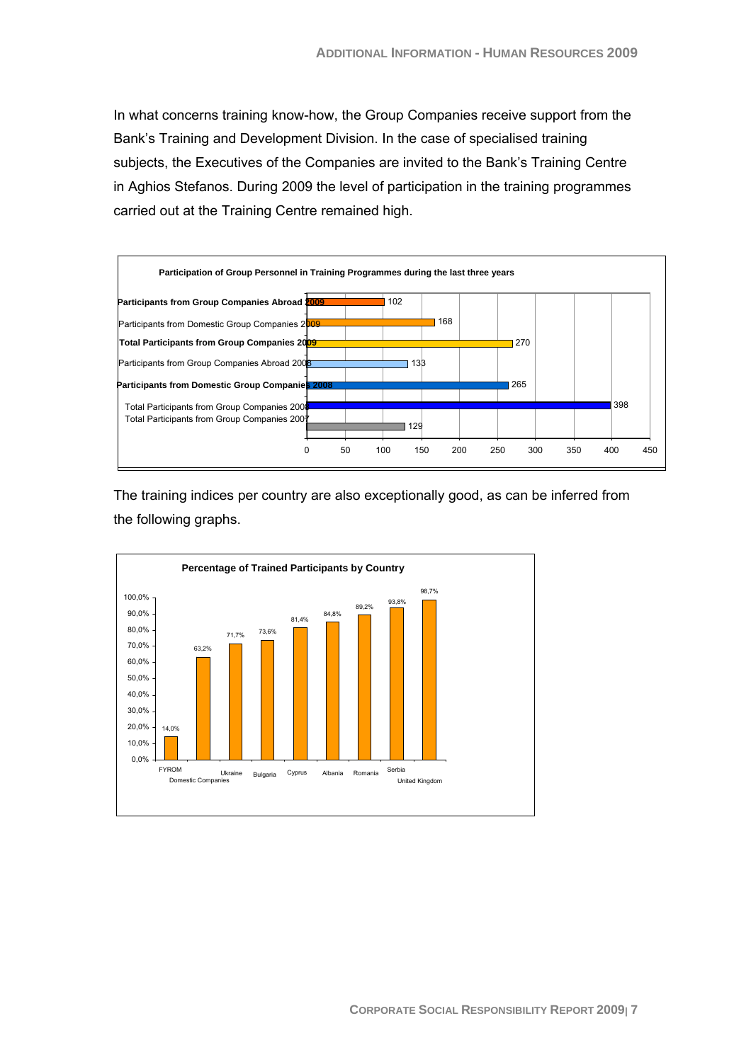In what concerns training know-how, the Group Companies receive support from the Bank's Training and Development Division. In the case of specialised training subjects, the Executives of the Companies are invited to the Bank's Training Centre in Aghios Stefanos. During 2009 the level of participation in the training programmes carried out at the Training Centre remained high.

**Participation of Group Personnel in Training Programmes during the last three years**

| Category | Participants |
|---|---|
| Participants from Group Companies Abroad 2009 | 102 |
| Participants from Domestic Group Companies 2009 | 168 |
| Total Participants from Group Companies 2009 | 270 |
| Participants from Group Companies Abroad 2008 | 133 |
| Participants from Domestic Group Companies 2008 | 265 |
| Total Participants from Group Companies 2008 | 398 |
| Total Participants from Group Companies 2007 | 129 |

The training indices per country are also exceptionally good, as can be inferred from the following graphs.

**Percentage of Trained Participants by Country**

| Country | Percentage |
|---|---|
| FYROM | 14,0% |
| Domestic Companies | 63,2% |
| Ukraine | 71,7% |
| Bulgaria | 73,6% |
| Cyprus | 81,4% |
| Albania | 84,8% |
| Romania | 89,2% |
| Serbia | 93,8% |
| United Kingdom | 98,7% |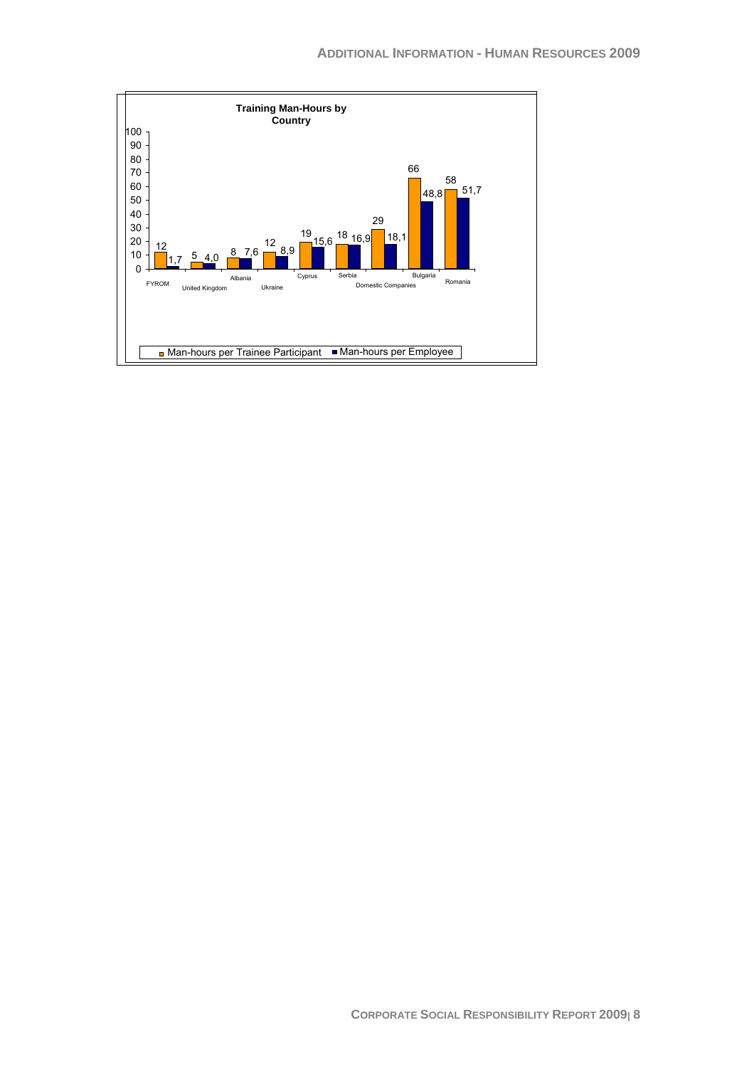**Training Man-Hours by Country**

| Country | Man-hours per Trainee Participant | Man-hours per Employee |
|---|---|---|
| FYROM | 12 | 1,7 |
| United Kingdom | 5 | 4,0 |
| Albania | 8 | 7,6 |
| Ukraine | 12 | 8,9 |
| Cyprus | 19 | 15,6 |
| Serbia | 18 | 16,9 |
| Domestic Companies | 29 | 18,1 |
| Bulgaria | 66 | 48,8 |
| Romania | 58 | 51,7 |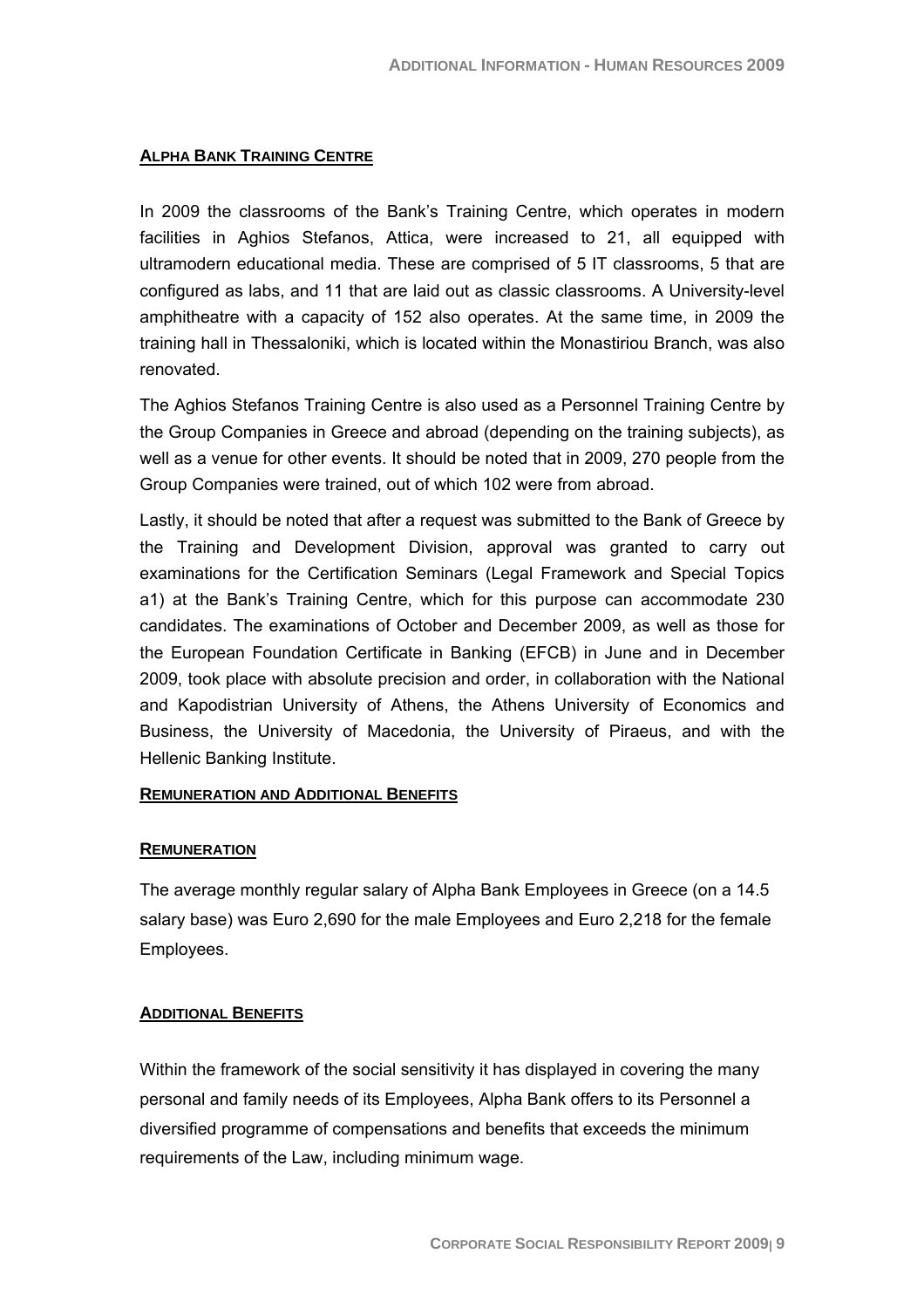## Alpha Bank Training Centre

In 2009 the classrooms of the Bank's Training Centre, which operates in modern facilities in Aghios Stefanos, Attica, were increased to 21, all equipped with ultramodern educational media. These are comprised of 5 IT classrooms, 5 that are configured as labs, and 11 that are laid out as classic classrooms. A University-level amphitheatre with a capacity of 152 also operates. At the same time, in 2009 the training hall in Thessaloniki, which is located within the Monastiriou Branch, was also renovated.

The Aghios Stefanos Training Centre is also used as a Personnel Training Centre by the Group Companies in Greece and abroad (depending on the training subjects), as well as a venue for other events. It should be noted that in 2009, 270 people from the Group Companies were trained, out of which 102 were from abroad.

Lastly, it should be noted that after a request was submitted to the Bank of Greece by the Training and Development Division, approval was granted to carry out examinations for the Certification Seminars (Legal Framework and Special Topics a1) at the Bank's Training Centre, which for this purpose can accommodate 230 candidates. The examinations of October and December 2009, as well as those for the European Foundation Certificate in Banking (EFCB) in June and in December 2009, took place with absolute precision and order, in collaboration with the National and Kapodistrian University of Athens, the Athens University of Economics and Business, the University of Macedonia, the University of Piraeus, and with the Hellenic Banking Institute.

## Remuneration and Additional Benefits

### Remuneration

The average monthly regular salary of Alpha Bank Employees in Greece (on a 14.5 salary base) was Euro 2,690 for the male Employees and Euro 2,218 for the female Employees.

### Additional Benefits

Within the framework of the social sensitivity it has displayed in covering the many personal and family needs of its Employees, Alpha Bank offers to its Personnel a diversified programme of compensations and benefits that exceeds the minimum requirements of the Law, including minimum wage.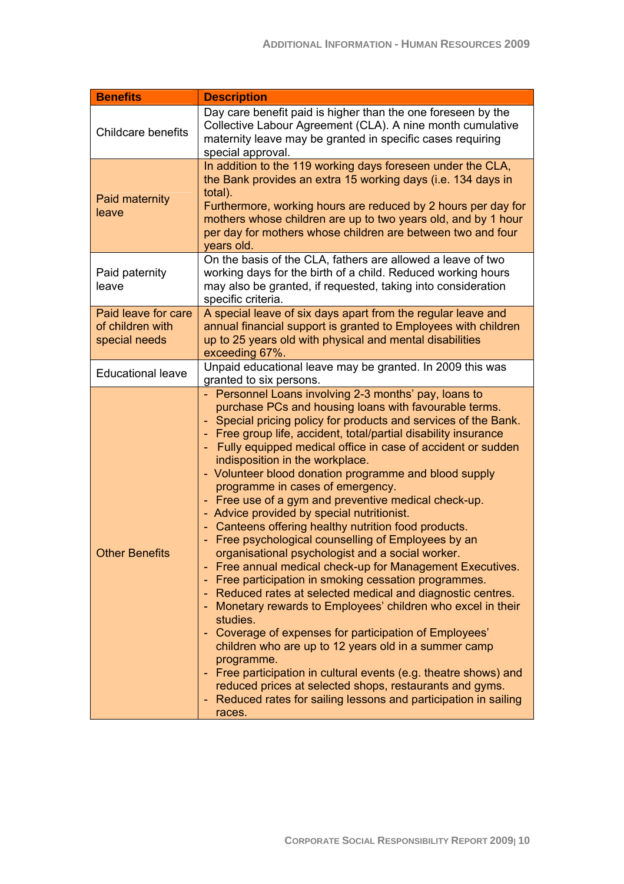| Benefits | Description |
|---|---|
| Childcare benefits | Day care benefit paid is higher than the one foreseen by the Collective Labour Agreement (CLA). A nine month cumulative maternity leave may be granted in specific cases requiring special approval. |
| Paid maternity leave | In addition to the 119 working days foreseen under the CLA, the Bank provides an extra 15 working days (i.e. 134 days in total).<br>Furthermore, working hours are reduced by 2 hours per day for mothers whose children are up to two years old, and by 1 hour per day for mothers whose children are between two and four years old. |
| Paid paternity leave | On the basis of the CLA, fathers are allowed a leave of two working days for the birth of a child. Reduced working hours may also be granted, if requested, taking into consideration specific criteria. |
| Paid leave for care of children with special needs | A special leave of six days apart from the regular leave and annual financial support is granted to Employees with children up to 25 years old with physical and mental disabilities exceeding 67%. |
| Educational leave | Unpaid educational leave may be granted. In 2009 this was granted to six persons. |
| Other Benefits | - Personnel Loans involving 2-3 months' pay, loans to purchase PCs and housing loans with favourable terms.<br>- Special pricing policy for products and services of the Bank.<br>- Free group life, accident, total/partial disability insurance<br>- Fully equipped medical office in case of accident or sudden indisposition in the workplace.<br>- Volunteer blood donation programme and blood supply programme in cases of emergency.<br>- Free use of a gym and preventive medical check-up.<br>- Advice provided by special nutritionist.<br>- Canteens offering healthy nutrition food products.<br>- Free psychological counselling of Employees by an organisational psychologist and a social worker.<br>- Free annual medical check-up for Management Executives.<br>- Free participation in smoking cessation programmes.<br>- Reduced rates at selected medical and diagnostic centres.<br>- Monetary rewards to Employees' children who excel in their studies.<br>- Coverage of expenses for participation of Employees' children who are up to 12 years old in a summer camp programme.<br>- Free participation in cultural events (e.g. theatre shows) and reduced prices at selected shops, restaurants and gyms.<br>- Reduced rates for sailing lessons and participation in sailing races. |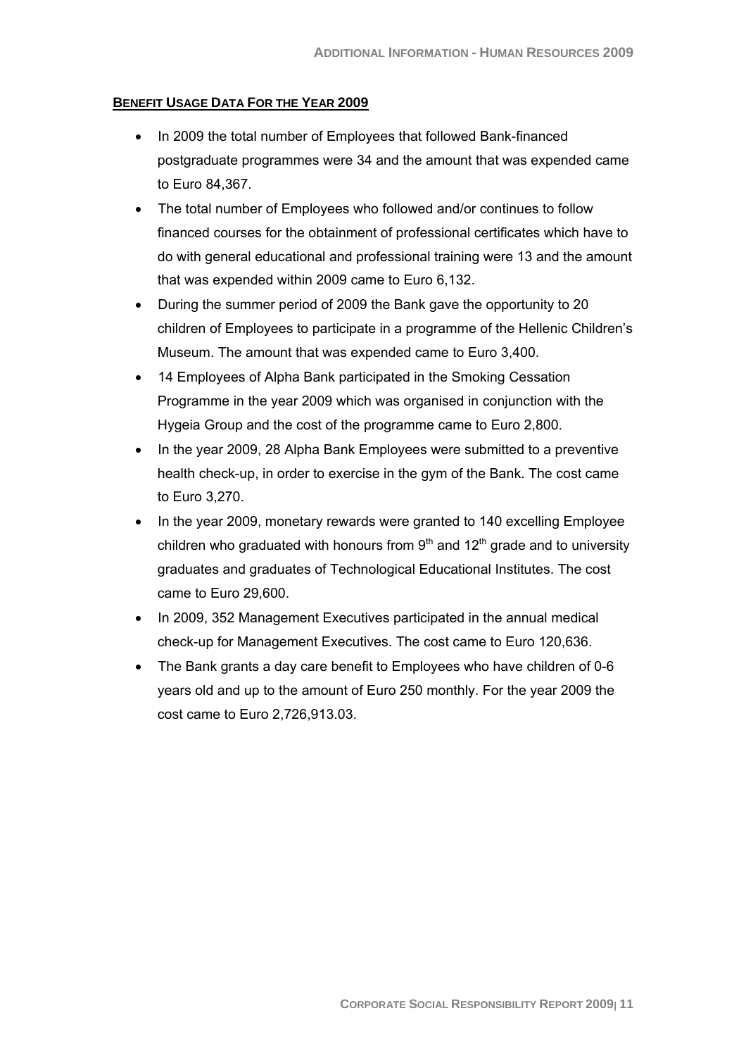## BENEFIT USAGE DATA FOR THE YEAR 2009

- In 2009 the total number of Employees that followed Bank-financed postgraduate programmes were 34 and the amount that was expended came to Euro 84,367.
- The total number of Employees who followed and/or continues to follow financed courses for the obtainment of professional certificates which have to do with general educational and professional training were 13 and the amount that was expended within 2009 came to Euro 6,132.
- During the summer period of 2009 the Bank gave the opportunity to 20 children of Employees to participate in a programme of the Hellenic Children's Museum. The amount that was expended came to Euro 3,400.
- 14 Employees of Alpha Bank participated in the Smoking Cessation Programme in the year 2009 which was organised in conjunction with the Hygeia Group and the cost of the programme came to Euro 2,800.
- In the year 2009, 28 Alpha Bank Employees were submitted to a preventive health check-up, in order to exercise in the gym of the Bank. The cost came to Euro 3,270.
- In the year 2009, monetary rewards were granted to 140 excelling Employee children who graduated with honours from 9th and 12th grade and to university graduates and graduates of Technological Educational Institutes. The cost came to Euro 29,600.
- In 2009, 352 Management Executives participated in the annual medical check-up for Management Executives. The cost came to Euro 120,636.
- The Bank grants a day care benefit to Employees who have children of 0-6 years old and up to the amount of Euro 250 monthly. For the year 2009 the cost came to Euro 2,726,913.03.